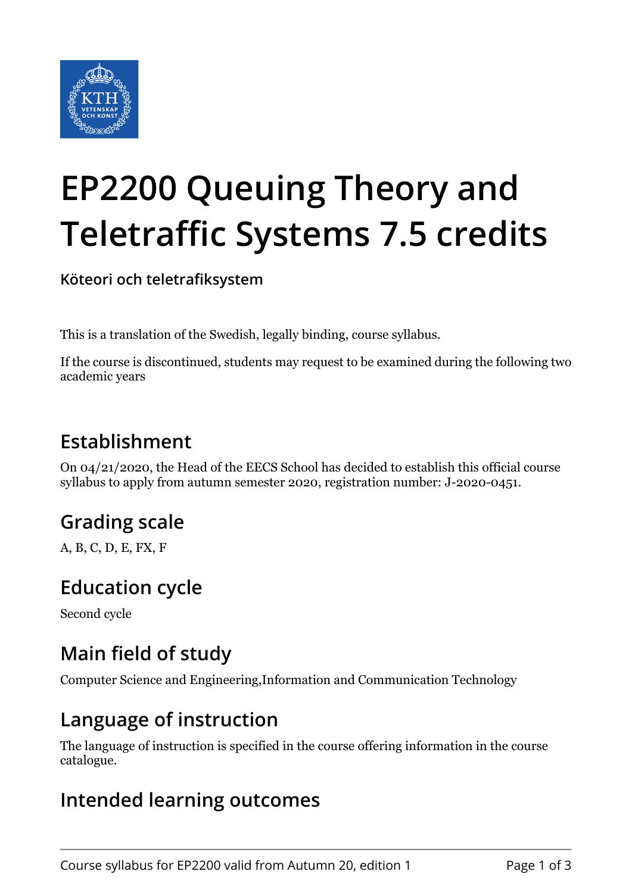# EP2200 Queuing Theory and Teletraffic Systems 7.5 credits

**Köteori och teletrafiksystem**

This is a translation of the Swedish, legally binding, course syllabus.

If the course is discontinued, students may request to be examined during the following two academic years

## Establishment

On 04/21/2020, the Head of the EECS School has decided to establish this official course syllabus to apply from autumn semester 2020, registration number: J-2020-0451.

## Grading scale

A, B, C, D, E, FX, F

## Education cycle

Second cycle

## Main field of study

Computer Science and Engineering,Information and Communication Technology

## Language of instruction

The language of instruction is specified in the course offering information in the course catalogue.

## Intended learning outcomes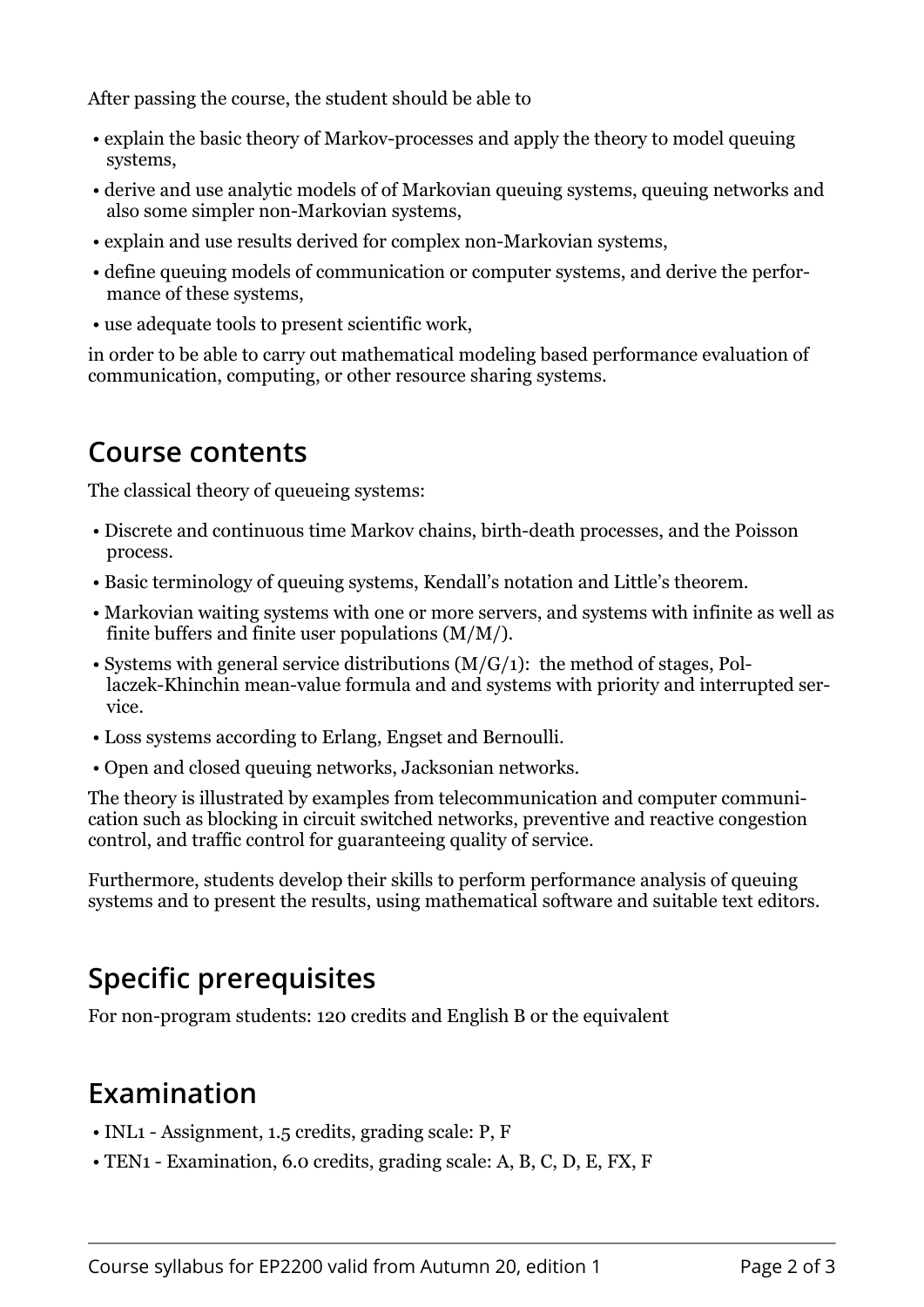After passing the course, the student should be able to

- explain the basic theory of Markov-processes and apply the theory to model queuing systems,
- derive and use analytic models of of Markovian queuing systems, queuing networks and also some simpler non-Markovian systems,
- explain and use results derived for complex non-Markovian systems,
- define queuing models of communication or computer systems, and derive the performance of these systems,
- use adequate tools to present scientific work,

in order to be able to carry out mathematical modeling based performance evaluation of communication, computing, or other resource sharing systems.

## Course contents

The classical theory of queueing systems:

- Discrete and continuous time Markov chains, birth-death processes, and the Poisson process.
- Basic terminology of queuing systems, Kendall's notation and Little's theorem.
- Markovian waiting systems with one or more servers, and systems with infinite as well as finite buffers and finite user populations (M/M/).
- Systems with general service distributions (M/G/1): the method of stages, Pollaczek-Khinchin mean-value formula and and systems with priority and interrupted service.
- Loss systems according to Erlang, Engset and Bernoulli.
- Open and closed queuing networks, Jacksonian networks.

The theory is illustrated by examples from telecommunication and computer communication such as blocking in circuit switched networks, preventive and reactive congestion control, and traffic control for guaranteeing quality of service.

Furthermore, students develop their skills to perform performance analysis of queuing systems and to present the results, using mathematical software and suitable text editors.

## Specific prerequisites

For non-program students: 120 credits and English B or the equivalent

## Examination

- INL1 - Assignment, 1.5 credits, grading scale: P, F
- TEN1 - Examination, 6.0 credits, grading scale: A, B, C, D, E, FX, F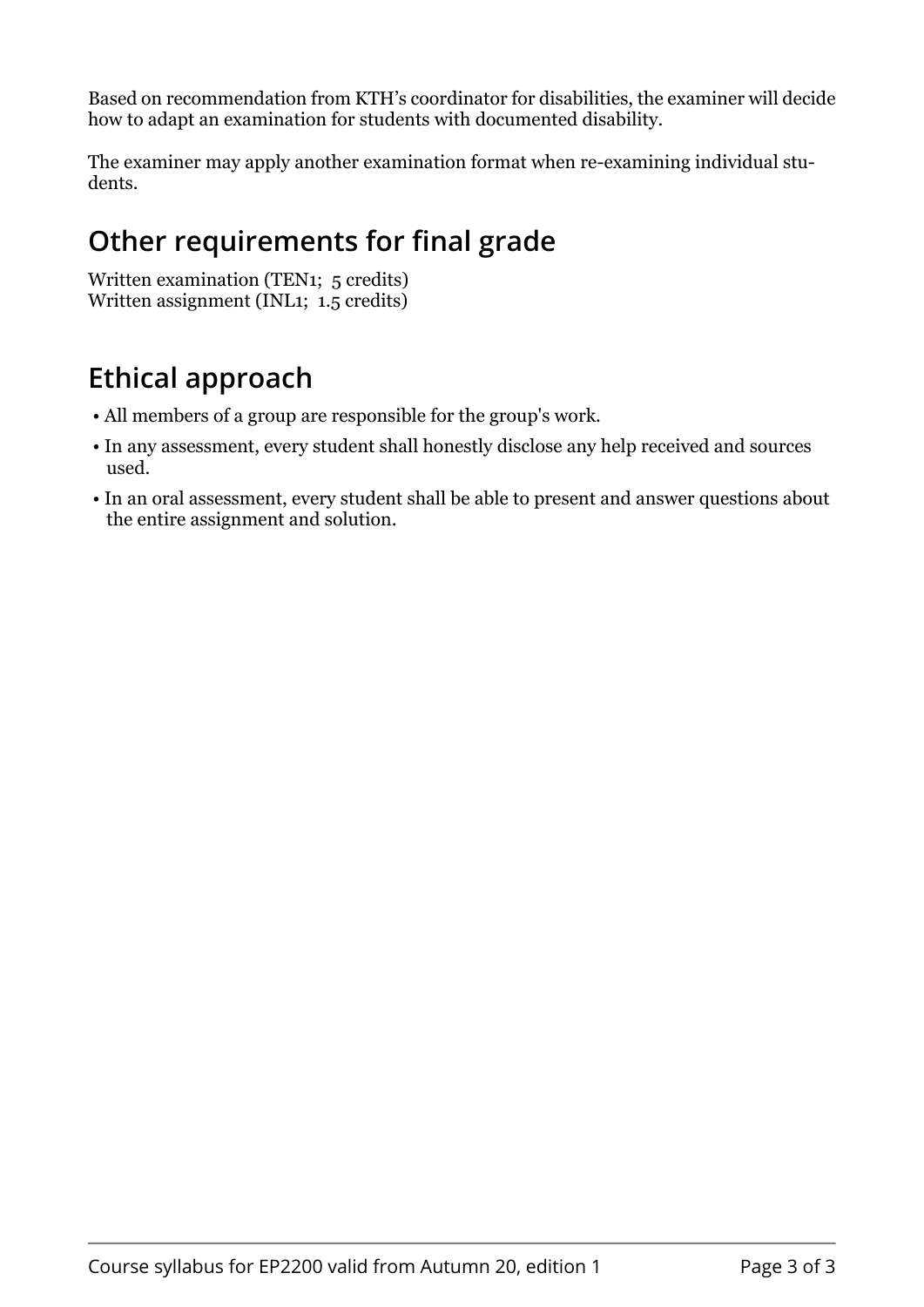Based on recommendation from KTH's coordinator for disabilities, the examiner will decide how to adapt an examination for students with documented disability.

The examiner may apply another examination format when re-examining individual students.

## Other requirements for final grade

Written examination (TEN1; 5 credits)
Written assignment (INL1; 1.5 credits)

## Ethical approach

- All members of a group are responsible for the group's work.
- In any assessment, every student shall honestly disclose any help received and sources used.
- In an oral assessment, every student shall be able to present and answer questions about the entire assignment and solution.